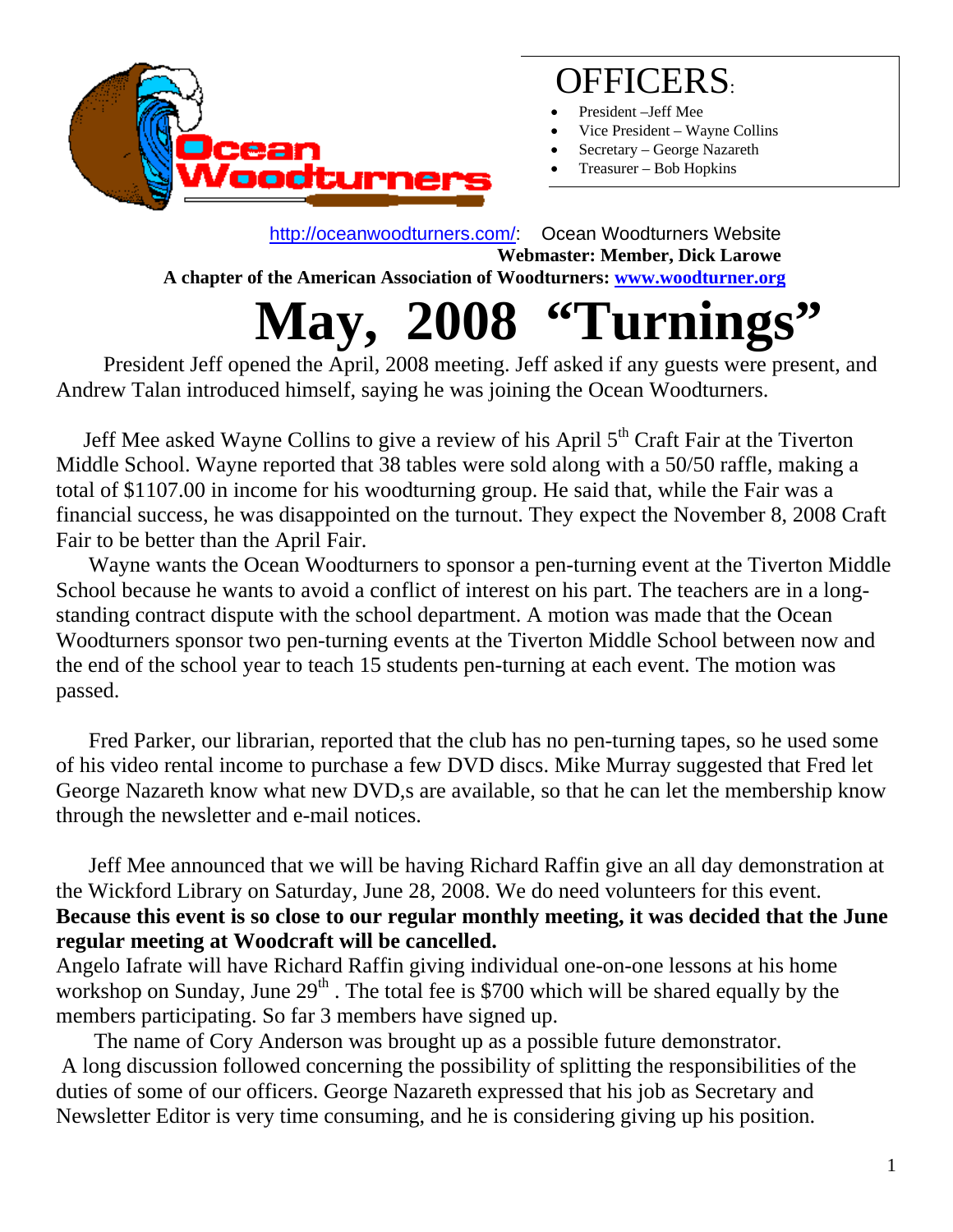Ocean Woodturners

# OFFICERS:

- President –Jeff Mee
- Vice President – Wayne Collins
- Secretary – George Nazareth
- Treasurer – Bob Hopkins

http://oceanwoodturners.com/: Ocean Woodturners Website
**Webmaster: Member, Dick Larowe**
**A chapter of the American Association of Woodturners: www.woodturner.org**

# May, 2008 "Turnings"

President Jeff opened the April, 2008 meeting. Jeff asked if any guests were present, and Andrew Talan introduced himself, saying he was joining the Ocean Woodturners.

Jeff Mee asked Wayne Collins to give a review of his April 5th Craft Fair at the Tiverton Middle School. Wayne reported that 38 tables were sold along with a 50/50 raffle, making a total of $1107.00 in income for his woodturning group. He said that, while the Fair was a financial success, he was disappointed on the turnout. They expect the November 8, 2008 Craft Fair to be better than the April Fair.

Wayne wants the Ocean Woodturners to sponsor a pen-turning event at the Tiverton Middle School because he wants to avoid a conflict of interest on his part. The teachers are in a long-standing contract dispute with the school department. A motion was made that the Ocean Woodturners sponsor two pen-turning events at the Tiverton Middle School between now and the end of the school year to teach 15 students pen-turning at each event. The motion was passed.

Fred Parker, our librarian, reported that the club has no pen-turning tapes, so he used some of his video rental income to purchase a few DVD discs. Mike Murray suggested that Fred let George Nazareth know what new DVD,s are available, so that he can let the membership know through the newsletter and e-mail notices.

Jeff Mee announced that we will be having Richard Raffin give an all day demonstration at the Wickford Library on Saturday, June 28, 2008. We do need volunteers for this event. **Because this event is so close to our regular monthly meeting, it was decided that the June regular meeting at Woodcraft will be cancelled.**
Angelo Iafrate will have Richard Raffin giving individual one-on-one lessons at his home workshop on Sunday, June 29th . The total fee is $700 which will be shared equally by the members participating. So far 3 members have signed up.

The name of Cory Anderson was brought up as a possible future demonstrator.
A long discussion followed concerning the possibility of splitting the responsibilities of the duties of some of our officers. George Nazareth expressed that his job as Secretary and Newsletter Editor is very time consuming, and he is considering giving up his position.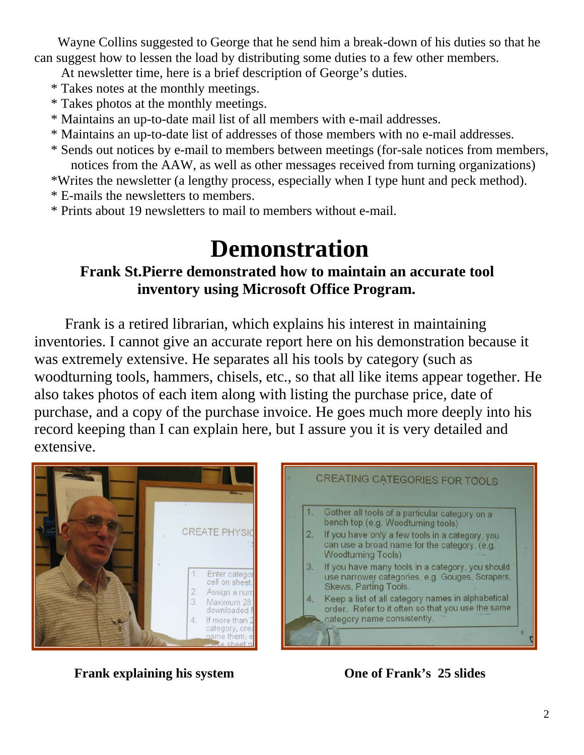Wayne Collins suggested to George that he send him a break-down of his duties so that he can suggest how to lessen the load by distributing some duties to a few other members.

At newsletter time, here is a brief description of George's duties.

* Takes notes at the monthly meetings.
* Takes photos at the monthly meetings.
* Maintains an up-to-date mail list of all members with e-mail addresses.
* Maintains an up-to-date list of addresses of those members with no e-mail addresses.
* Sends out notices by e-mail to members between meetings (for-sale notices from members, notices from the AAW, as well as other messages received from turning organizations)
* Writes the newsletter (a lengthy process, especially when I type hunt and peck method).
* E-mails the newsletters to members.
* Prints about 19 newsletters to mail to members without e-mail.

# Demonstration

### Frank St.Pierre demonstrated how to maintain an accurate tool inventory using Microsoft Office Program.

Frank is a retired librarian, which explains his interest in maintaining inventories. I cannot give an accurate report here on his demonstration because it was extremely extensive. He separates all his tools by category (such as woodturning tools, hammers, chisels, etc., so that all like items appear together. He also takes photos of each item along with listing the purchase price, date of purchase, and a copy of the purchase invoice. He goes much more deeply into his record keeping than I can explain here, but I assure you it is very detailed and extensive.

**Frank explaining his system**

**One of Frank's 25 slides**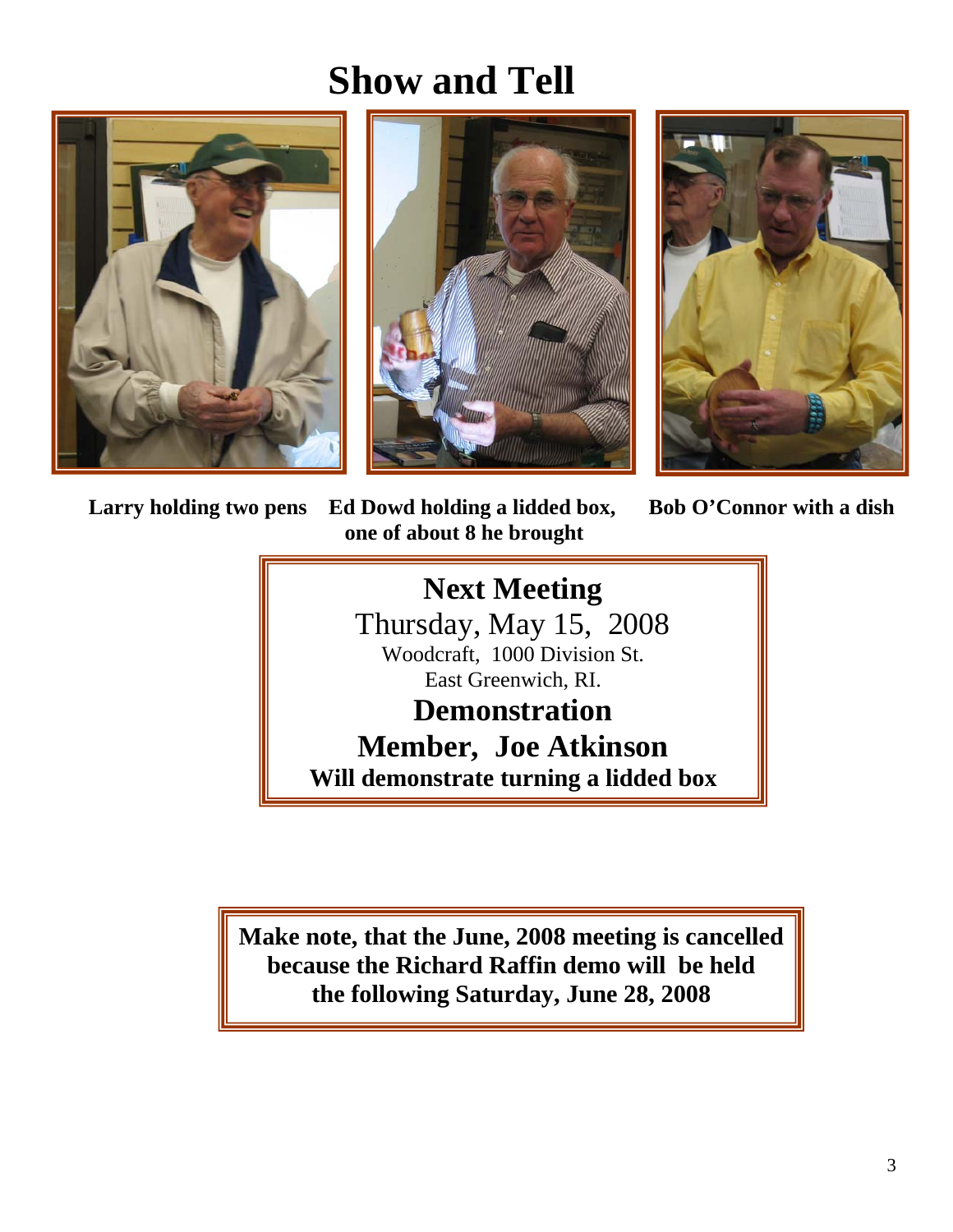# Show and Tell

**Larry holding two pens**

**Ed Dowd holding a lidded box, one of about 8 he brought**

**Bob O'Connor with a dish**

## Next Meeting

Thursday, May 15, 2008

Woodcraft, 1000 Division St.

East Greenwich, RI.

## Demonstration

## Member, Joe Atkinson

**Will demonstrate turning a lidded box**

**Make note, that the June, 2008 meeting is cancelled because the Richard Raffin demo will be held the following Saturday, June 28, 2008**